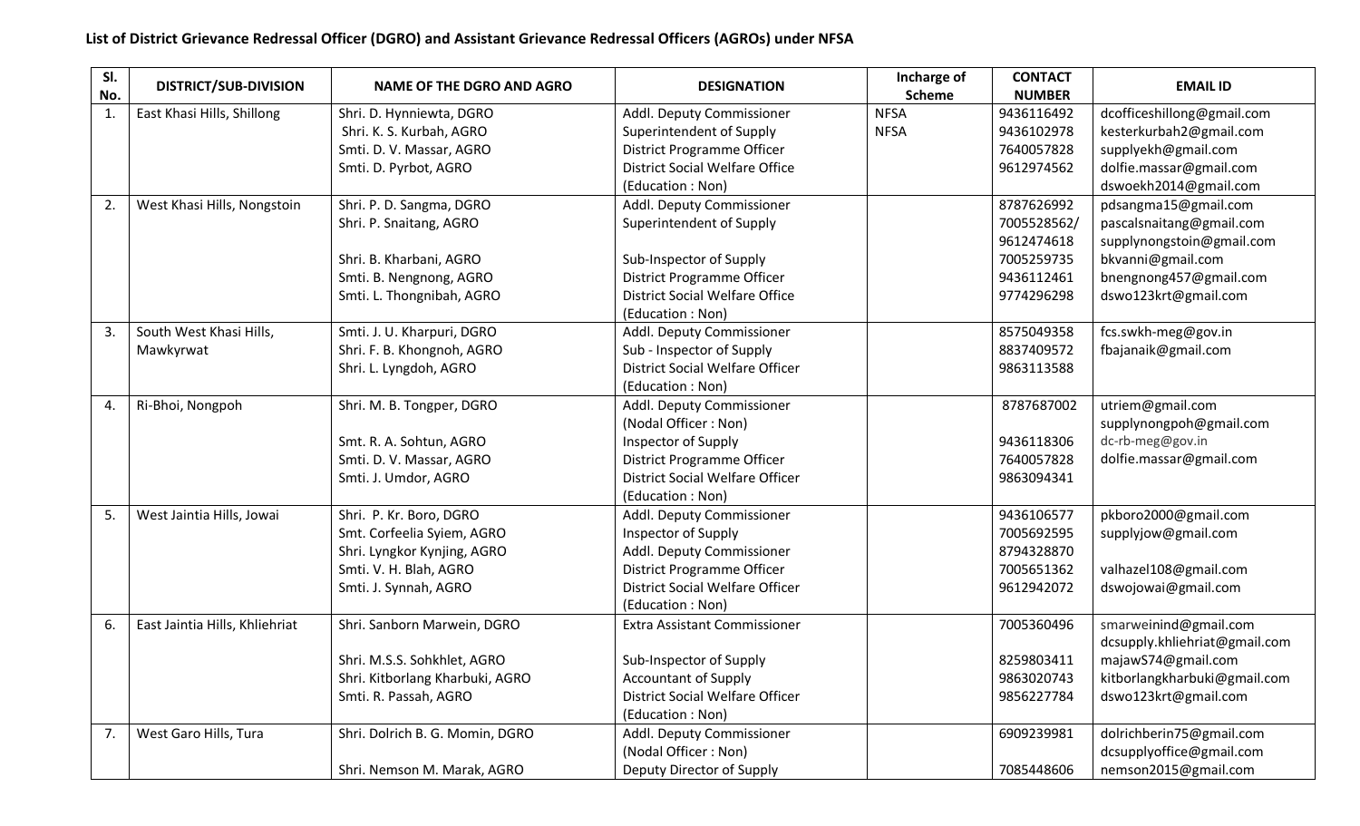**List of District Grievance Redressal Officer (DGRO) and Assistant Grievance Redressal Officers (AGROs) under NFSA**

| Sl. No. | DISTRICT/SUB-DIVISION | NAME OF THE DGRO AND AGRO | DESIGNATION | Incharge of Scheme | CONTACT NUMBER | EMAIL ID |
|---|---|---|---|---|---|---|
| 1. | East Khasi Hills, Shillong | Shri. D. Hynniewta, DGRO<br>Shri. K. S. Kurbah, AGRO<br>Smti. D. V. Massar, AGRO<br>Smti. D. Pyrbot, AGRO | Addl. Deputy Commissioner<br>Superintendent of Supply<br>District Programme Officer<br>District Social Welfare Office<br>(Education : Non) | NFSA<br>NFSA | 9436116492<br>9436102978<br>7640057828<br>9612974562 | dcofficeshillong@gmail.com<br>kesterkurbah2@gmail.com<br>supplyekh@gmail.com<br>dolfie.massar@gmail.com<br>dswoekh2014@gmail.com |
| 2. | West Khasi Hills, Nongstoin | Shri. P. D. Sangma, DGRO<br>Shri. P. Snaitang, AGRO<br><br>Shri. B. Kharbani, AGRO<br>Smti. B. Nengnong, AGRO<br>Smti. L. Thongnibah, AGRO | Addl. Deputy Commissioner<br>Superintendent of Supply<br><br>Sub-Inspector of Supply<br>District Programme Officer<br>District Social Welfare Office<br>(Education : Non) | | 8787626992<br>7005528562/<br>9612474618<br>7005259735<br>9436112461<br>9774296298 | pdsangma15@gmail.com<br>pascalsnaitang@gmail.com<br>supplynongstoin@gmail.com<br>bkvanni@gmail.com<br>bnengnong457@gmail.com<br>dswo123krt@gmail.com |
| 3. | South West Khasi Hills, Mawkyrwat | Smti. J. U. Kharpuri, DGRO<br>Shri. F. B. Khongnoh, AGRO<br>Shri. L. Lyngdoh, AGRO | Addl. Deputy Commissioner<br>Sub - Inspector of Supply<br>District Social Welfare Officer<br>(Education : Non) | | 8575049358<br>8837409572<br>9863113588 | fcs.swkh-meg@gov.in<br>fbajanaik@gmail.com |
| 4. | Ri-Bhoi, Nongpoh | Shri. M. B. Tongper, DGRO<br><br>Smt. R. A. Sohtun, AGRO<br>Smti. D. V. Massar, AGRO<br>Smti. J. Umdor, AGRO | Addl. Deputy Commissioner<br>(Nodal Officer : Non)<br>Inspector of Supply<br>District Programme Officer<br>District Social Welfare Officer<br>(Education : Non) | | 8787687002<br><br>9436118306<br>7640057828<br>9863094341 | utriem@gmail.com<br>supplynongpoh@gmail.com<br>dc-rb-meg@gov.in<br>dolfie.massar@gmail.com |
| 5. | West Jaintia Hills, Jowai | Shri. P. Kr. Boro, DGRO<br>Smt. Corfeelia Syiem, AGRO<br>Shri. Lyngkor Kynjing, AGRO<br>Smti. V. H. Blah, AGRO<br>Smti. J. Synnah, AGRO | Addl. Deputy Commissioner<br>Inspector of Supply<br>Addl. Deputy Commissioner<br>District Programme Officer<br>District Social Welfare Officer<br>(Education : Non) | | 9436106577<br>7005692595<br>8794328870<br>7005651362<br>9612942072 | pkboro2000@gmail.com<br>supplyjow@gmail.com<br><br>valhazel108@gmail.com<br>dswojowai@gmail.com |
| 6. | East Jaintia Hills, Khliehriat | Shri. Sanborn Marwein, DGRO<br><br>Shri. M.S.S. Sohkhlet, AGRO<br>Shri. Kitborlang Kharbuki, AGRO<br>Smti. R. Passah, AGRO | Extra Assistant Commissioner<br><br>Sub-Inspector of Supply<br>Accountant of Supply<br>District Social Welfare Officer<br>(Education : Non) | | 7005360496<br><br>8259803411<br>9863020743<br>9856227784 | smarweinind@gmail.com<br>dcsupply.khliehriat@gmail.com<br>majawS74@gmail.com<br>kitborlangkharbuki@gmail.com<br>dswo123krt@gmail.com |
| 7. | West Garo Hills, Tura | Shri. Dolrich B. G. Momin, DGRO<br><br>Shri. Nemson M. Marak, AGRO | Addl. Deputy Commissioner<br>(Nodal Officer : Non)<br>Deputy Director of Supply | | 6909239981<br><br>7085448606 | dolrichberin75@gmail.com<br>dcsupplyoffice@gmail.com<br>nemson2015@gmail.com |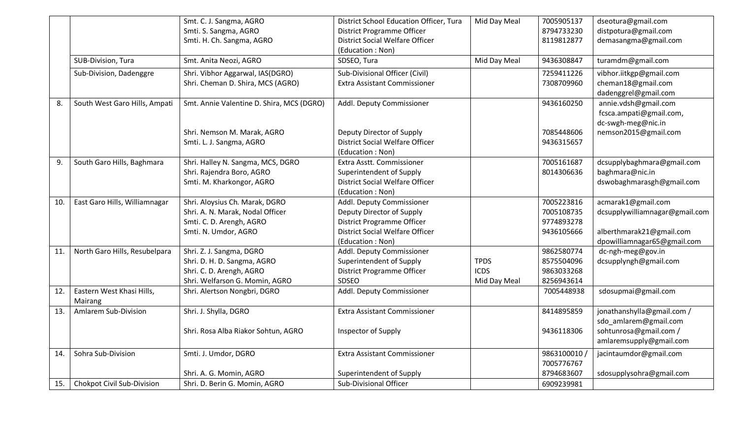| | | | | | | |
|---|---|---|---|---|---|---|
| | | Smt. C. J. Sangma, AGRO<br>Smti. S. Sangma, AGRO<br>Smti. H. Ch. Sangma, AGRO | District School Education Officer, Tura<br>District Programme Officer<br>District Social Welfare Officer (Education : Non) | Mid Day Meal | 7005905137<br>8794733230<br>8119812877 | dseotura@gmail.com<br>distpotura@gmail.com<br>demasangma@gmail.com |
| | SUB-Division, Tura | Smt. Anita Neozi, AGRO | SDSEO, Tura | Mid Day Meal | 9436308847 | turamdm@gmail.com |
| | Sub-Division, Dadenggre | Shri. Vibhor Aggarwal, IAS(DGRO)<br>Shri. Cheman D. Shira, MCS (AGRO) | Sub-Divisional Officer (Civil)<br>Extra Assistant Commissioner | | 7259411226<br>7308709960 | vibhor.iitkgp@gmail.com<br>cheman18@gmail.com<br>dadenggrel@gmail.com |
| 8. | South West Garo Hills, Ampati | Smt. Annie Valentine D. Shira, MCS (DGRO)<br><br>Shri. Nemson M. Marak, AGRO<br>Smti. L. J. Sangma, AGRO | Addl. Deputy Commissioner<br><br>Deputy Director of Supply<br>District Social Welfare Officer (Education : Non) | | 9436160250<br><br>7085448606<br>9436315657 | annie.vdsh@gmail.com<br>fcsca.ampati@gmail.com,<br>dc-swgh-meg@nic.in<br>nemson2015@gmail.com |
| 9. | South Garo Hills, Baghmara | Shri. Halley N. Sangma, MCS, DGRO<br>Shri. Rajendra Boro, AGRO<br>Smti. M. Kharkongor, AGRO | Extra Asstt. Commissioner<br>Superintendent of Supply<br>District Social Welfare Officer (Education : Non) | | 7005161687<br>8014306636 | dcsupplybaghmara@gmail.com<br>baghmara@nic.in<br>dswobaghmarasgh@gmail.com |
| 10. | East Garo Hills, Williamnagar | Shri. Aloysius Ch. Marak, DGRO<br>Shri. A. N. Marak, Nodal Officer<br>Smti. C. D. Arengh, AGRO<br>Smti. N. Umdor, AGRO | Addl. Deputy Commissioner<br>Deputy Director of Supply<br>District Programme Officer<br>District Social Welfare Officer (Education : Non) | | 7005223816<br>7005108735<br>9774893278<br>9436105666 | acmarak1@gmail.com<br>dcsupplywilliamnagar@gmail.com<br><br>alberthmarak21@gmail.com<br>dpowilliamnagar65@gmail.com |
| 11. | North Garo Hills, Resubelpara | Shri. Z. J. Sangma, DGRO<br>Shri. D. H. D. Sangma, AGRO<br>Shri. C. D. Arengh, AGRO<br>Shri. Welfarson G. Momin, AGRO | Addl. Deputy Commissioner<br>Superintendent of Supply<br>District Programme Officer<br>SDSEO | <br>TPDS<br>ICDS<br>Mid Day Meal | 9862580774<br>8575504096<br>9863033268<br>8256943614 | dc-ngh-meg@gov.in<br>dcsupplyngh@gmail.com |
| 12. | Eastern West Khasi Hills, Mairang | Shri. Alertson Nongbri, DGRO | Addl. Deputy Commissioner | | 7005448938 | sdosupmai@gmail.com |
| 13. | Amlarem Sub-Division | Shri. J. Shylla, DGRO<br><br>Shri. Rosa Alba Riakor Sohtun, AGRO | Extra Assistant Commissioner<br><br>Inspector of Supply | | 8414895859<br><br>9436118306 | jonathanshylla@gmail.com /<br>sdo_amlarem@gmail.com<br>sohtunrosa@gmail.com /<br>amlaremsupply@gmail.com |
| 14. | Sohra Sub-Division | Smti. J. Umdor, DGRO<br><br>Shri. A. G. Momin, AGRO | Extra Assistant Commissioner<br><br>Superintendent of Supply | | 9863100010 /<br>7005776767<br>8794683607 | jacintaumdor@gmail.com<br><br>sdosupplysohra@gmail.com |
| 15. | Chokpot Civil Sub-Division | Shri. D. Berin G. Momin, AGRO | Sub-Divisional Officer | | 6909239981 | |